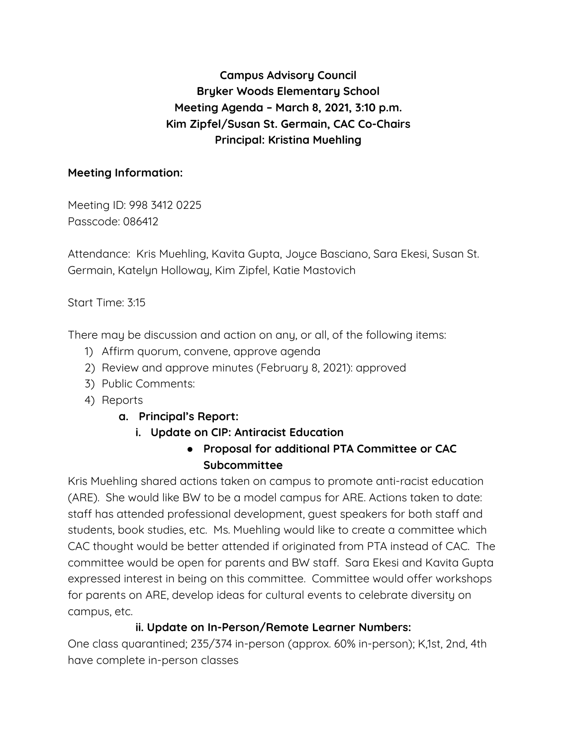**Campus Advisory Council**
**Bryker Woods Elementary School**
**Meeting Agenda – March 8, 2021, 3:10 p.m.**
**Kim Zipfel/Susan St. Germain, CAC Co-Chairs**
**Principal: Kristina Muehling**

**Meeting Information:**

Meeting ID: 998 3412 0225
Passcode: 086412

Attendance: Kris Muehling, Kavita Gupta, Joyce Basciano, Sara Ekesi, Susan St. Germain, Katelyn Holloway, Kim Zipfel, Katie Mastovich

Start Time: 3:15

There may be discussion and action on any, or all, of the following items:

1) Affirm quorum, convene, approve agenda
2) Review and approve minutes (February 8, 2021): approved
3) Public Comments:
4) Reports
    a. **Principal's Report:**
        i. **Update on CIP: Antiracist Education**
            - **Proposal for additional PTA Committee or CAC Subcommittee**

Kris Muehling shared actions taken on campus to promote anti-racist education (ARE). She would like BW to be a model campus for ARE. Actions taken to date: staff has attended professional development, guest speakers for both staff and students, book studies, etc. Ms. Muehling would like to create a committee which CAC thought would be better attended if originated from PTA instead of CAC. The committee would be open for parents and BW staff. Sara Ekesi and Kavita Gupta expressed interest in being on this committee. Committee would offer workshops for parents on ARE, develop ideas for cultural events to celebrate diversity on campus, etc.

**ii. Update on In-Person/Remote Learner Numbers:**

One class quarantined; 235/374 in-person (approx. 60% in-person); K,1st, 2nd, 4th have complete in-person classes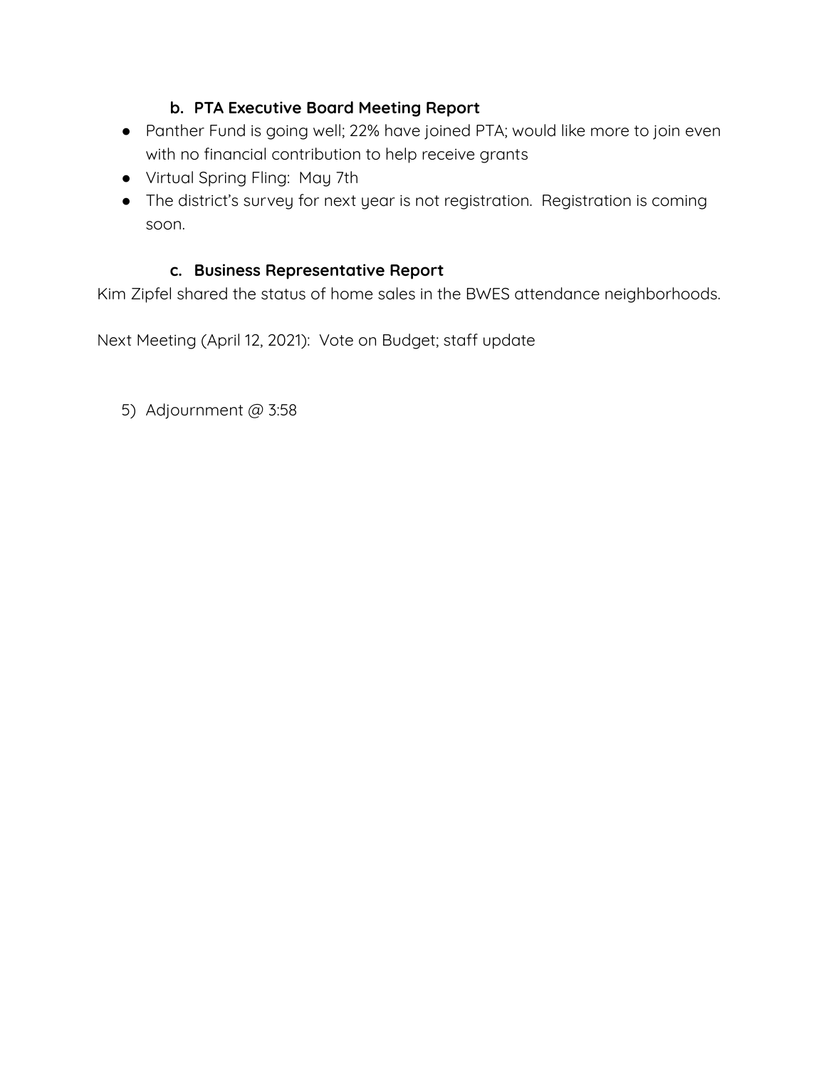### b. PTA Executive Board Meeting Report

- Panther Fund is going well; 22% have joined PTA; would like more to join even with no financial contribution to help receive grants
- Virtual Spring Fling: May 7th
- The district's survey for next year is not registration. Registration is coming soon.

### c. Business Representative Report

Kim Zipfel shared the status of home sales in the BWES attendance neighborhoods.

Next Meeting (April 12, 2021): Vote on Budget; staff update

5) Adjournment @ 3:58